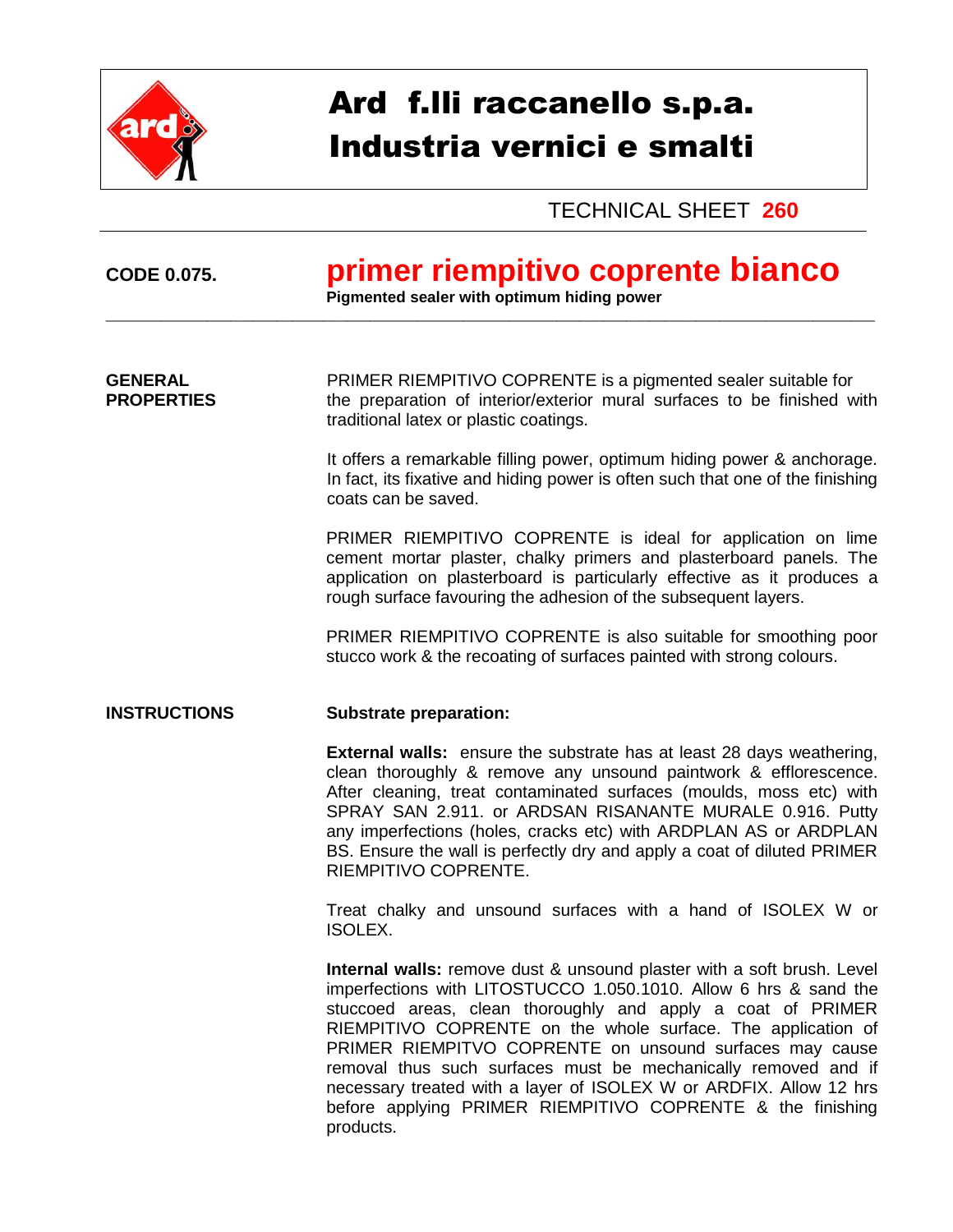# Ard f.lli raccanello s.p.a.
# Industria vernici e smalti

TECHNICAL SHEET **260**

**CODE 0.075.**

## primer riempitivo coprente bianco

**Pigmented sealer with optimum hiding power**

---

**GENERAL PROPERTIES**

PRIMER RIEMPITIVO COPRENTE is a pigmented sealer suitable for the preparation of interior/exterior mural surfaces to be finished with traditional latex or plastic coatings.

It offers a remarkable filling power, optimum hiding power & anchorage. In fact, its fixative and hiding power is often such that one of the finishing coats can be saved.

PRIMER RIEMPITIVO COPRENTE is ideal for application on lime cement mortar plaster, chalky primers and plasterboard panels. The application on plasterboard is particularly effective as it produces a rough surface favouring the adhesion of the subsequent layers.

PRIMER RIEMPITIVO COPRENTE is also suitable for smoothing poor stucco work & the recoating of surfaces painted with strong colours.

**INSTRUCTIONS**

**Substrate preparation:**

**External walls:** ensure the substrate has at least 28 days weathering, clean thoroughly & remove any unsound paintwork & efflorescence. After cleaning, treat contaminated surfaces (moulds, moss etc) with SPRAY SAN 2.911. or ARDSAN RISANANTE MURALE 0.916. Putty any imperfections (holes, cracks etc) with ARDPLAN AS or ARDPLAN BS. Ensure the wall is perfectly dry and apply a coat of diluted PRIMER RIEMPITIVO COPRENTE.

Treat chalky and unsound surfaces with a hand of ISOLEX W or ISOLEX.

**Internal walls:** remove dust & unsound plaster with a soft brush. Level imperfections with LITOSTUCCO 1.050.1010. Allow 6 hrs & sand the stuccoed areas, clean thoroughly and apply a coat of PRIMER RIEMPITIVO COPRENTE on the whole surface. The application of PRIMER RIEMPITVO COPRENTE on unsound surfaces may cause removal thus such surfaces must be mechanically removed and if necessary treated with a layer of ISOLEX W or ARDFIX. Allow 12 hrs before applying PRIMER RIEMPITIVO COPRENTE & the finishing products.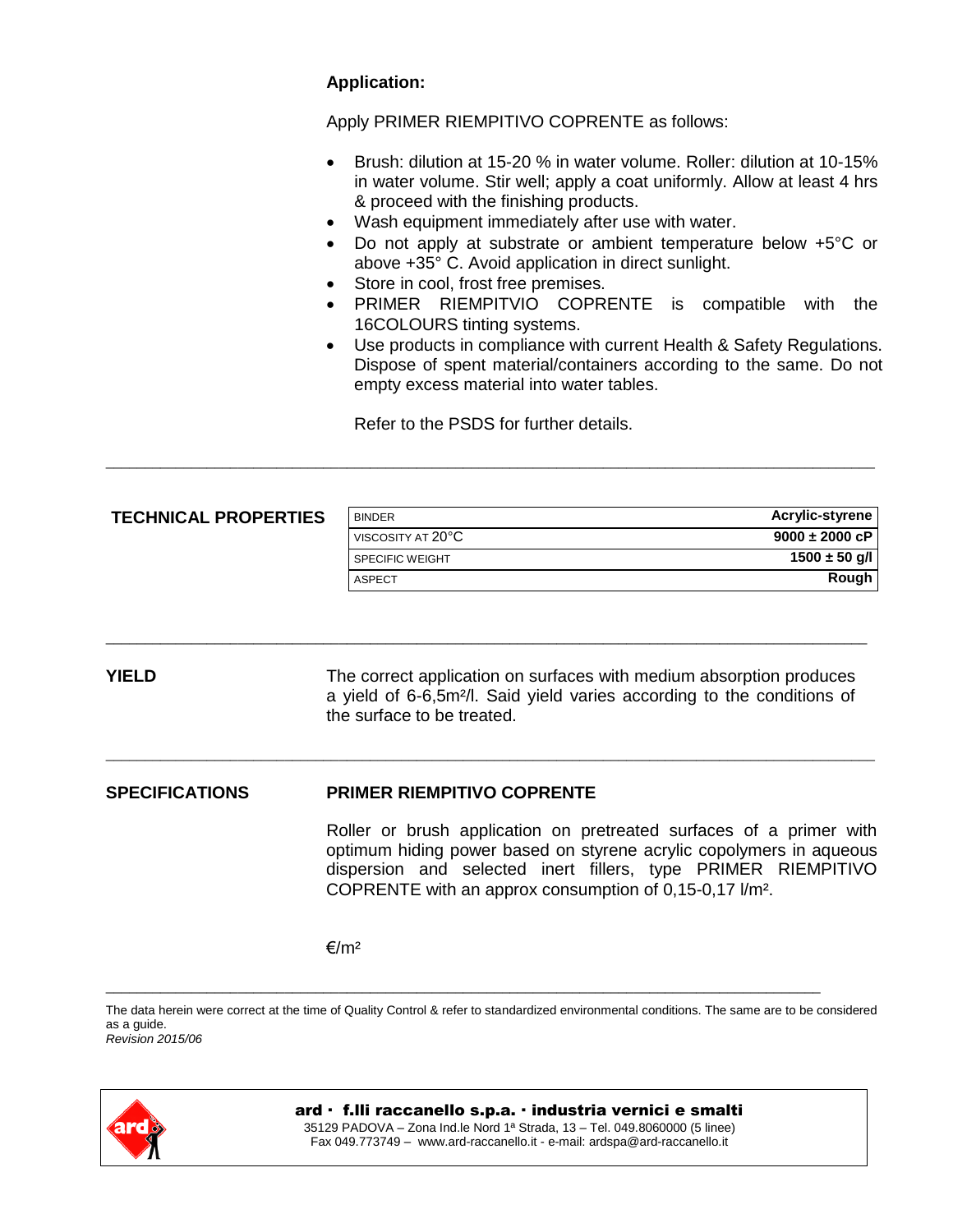**Application:**

Apply PRIMER RIEMPITIVO COPRENTE as follows:

- Brush: dilution at 15-20 % in water volume. Roller: dilution at 10-15% in water volume. Stir well; apply a coat uniformly. Allow at least 4 hrs & proceed with the finishing products.
- Wash equipment immediately after use with water.
- Do not apply at substrate or ambient temperature below +5°C or above +35° C. Avoid application in direct sunlight.
- Store in cool, frost free premises.
- PRIMER RIEMPITVIO COPRENTE is compatible with the 16COLOURS tinting systems.
- Use products in compliance with current Health & Safety Regulations. Dispose of spent material/containers according to the same. Do not empty excess material into water tables.

Refer to the PSDS for further details.

---

## TECHNICAL PROPERTIES

| | |
|---|---|
| BINDER | **Acrylic-styrene** |
| VISCOSITY AT 20°C | **9000 ± 2000 cP** |
| SPECIFIC WEIGHT | **1500 ± 50 g/l** |
| ASPECT | **Rough** |

---

## YIELD

The correct application on surfaces with medium absorption produces a yield of 6-6,5m²/l. Said yield varies according to the conditions of the surface to be treated.

---

## SPECIFICATIONS

**PRIMER RIEMPITIVO COPRENTE**

Roller or brush application on pretreated surfaces of a primer with optimum hiding power based on styrene acrylic copolymers in aqueous dispersion and selected inert fillers, type PRIMER RIEMPITIVO COPRENTE with an approx consumption of 0,15-0,17 l/m².

€/m²

---

The data herein were correct at the time of Quality Control & refer to standardized environmental conditions. The same are to be considered as a guide.
*Revision 2015/06*

**ard · f.lli raccanello s.p.a. · industria vernici e smalti**
35129 PADOVA – Zona Ind.le Nord 1ª Strada, 13 – Tel. 049.8060000 (5 linee)
Fax 049.773749 – www.ard-raccanello.it - e-mail: ardspa@ard-raccanello.it